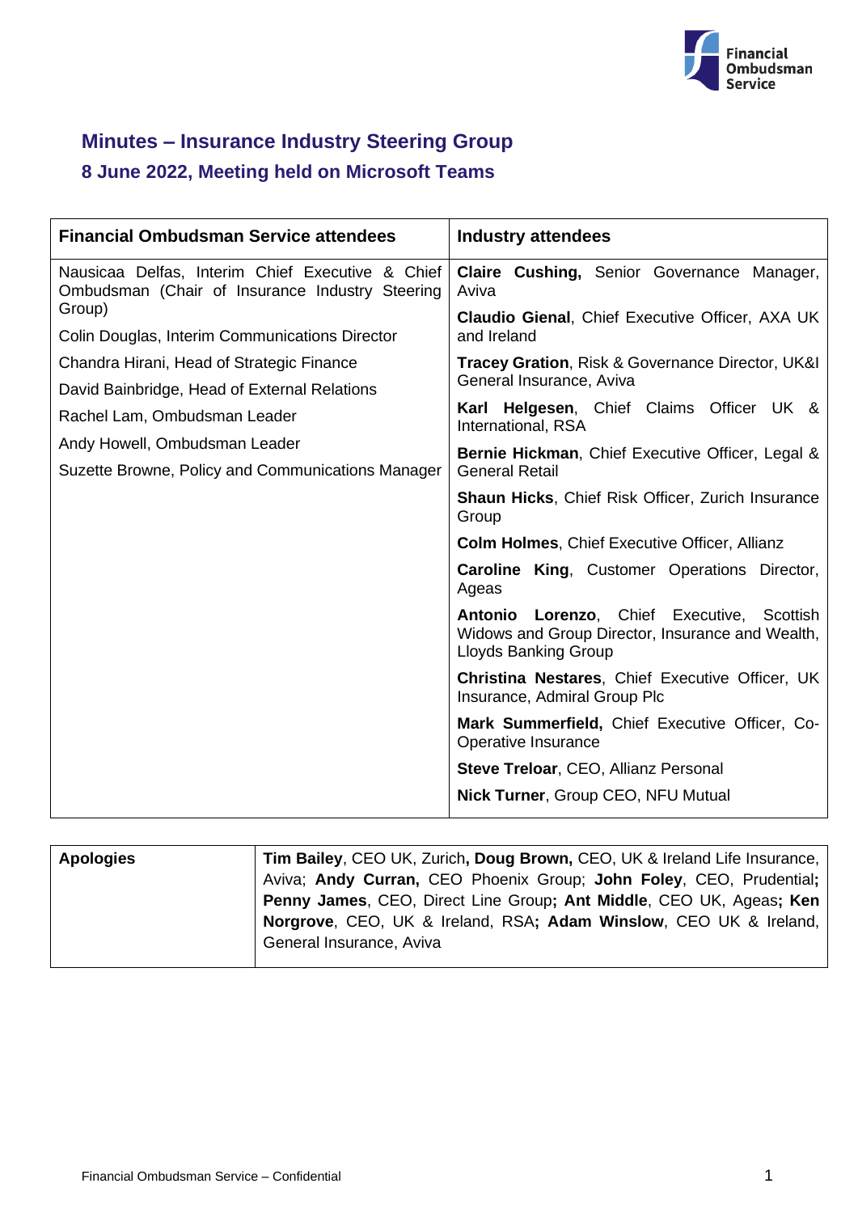# Minutes – Insurance Industry Steering Group

## 8 June 2022, Meeting held on Microsoft Teams

| Financial Ombudsman Service attendees | Industry attendees |
|---|---|
| Nausicaa Delfas, Interim Chief Executive & Chief Ombudsman (Chair of Insurance Industry Steering Group)<br>Colin Douglas, Interim Communications Director<br>Chandra Hirani, Head of Strategic Finance<br>David Bainbridge, Head of External Relations<br>Rachel Lam, Ombudsman Leader<br>Andy Howell, Ombudsman Leader<br>Suzette Browne, Policy and Communications Manager | **Claire Cushing,** Senior Governance Manager, Aviva<br>**Claudio Gienal**, Chief Executive Officer, AXA UK and Ireland<br>**Tracey Gration**, Risk & Governance Director, UK&I General Insurance, Aviva<br>**Karl Helgesen**, Chief Claims Officer UK & International, RSA<br>**Bernie Hickman**, Chief Executive Officer, Legal & General Retail<br>**Shaun Hicks**, Chief Risk Officer, Zurich Insurance Group<br>**Colm Holmes**, Chief Executive Officer, Allianz<br>**Caroline King**, Customer Operations Director, Ageas<br>**Antonio Lorenzo**, Chief Executive, Scottish Widows and Group Director, Insurance and Wealth, Lloyds Banking Group<br>**Christina Nestares**, Chief Executive Officer, UK Insurance, Admiral Group Plc<br>**Mark Summerfield,** Chief Executive Officer, Co-Operative Insurance<br>**Steve Treloar**, CEO, Allianz Personal<br>**Nick Turner**, Group CEO, NFU Mutual |

| Apologies | |
|---|---|
| | **Tim Bailey**, CEO UK, Zurich**, Doug Brown,** CEO, UK & Ireland Life Insurance, Aviva; **Andy Curran,** CEO Phoenix Group; **John Foley**, CEO, Prudential**; Penny James**, CEO, Direct Line Group**; Ant Middle**, CEO UK, Ageas**; Ken Norgrove**, CEO, UK & Ireland, RSA**; Adam Winslow**, CEO UK & Ireland, General Insurance, Aviva |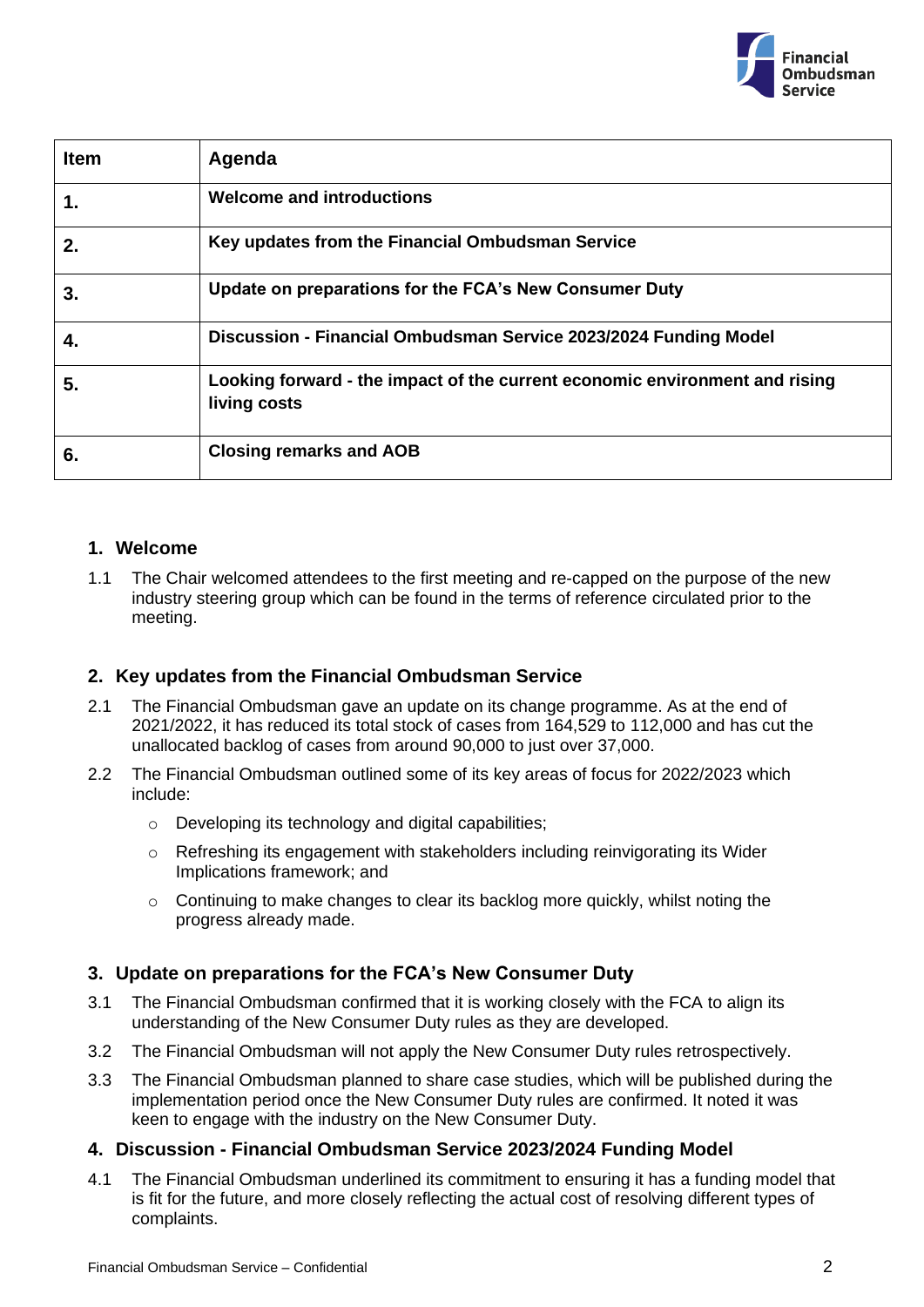| Item | Agenda |
|---|---|
| **1.** | **Welcome and introductions** |
| **2.** | **Key updates from the Financial Ombudsman Service** |
| **3.** | **Update on preparations for the FCA's New Consumer Duty** |
| **4.** | **Discussion - Financial Ombudsman Service 2023/2024 Funding Model** |
| **5.** | **Looking forward - the impact of the current economic environment and rising living costs** |
| **6.** | **Closing remarks and AOB** |

## 1. Welcome

1.1 The Chair welcomed attendees to the first meeting and re-capped on the purpose of the new industry steering group which can be found in the terms of reference circulated prior to the meeting.

## 2. Key updates from the Financial Ombudsman Service

2.1 The Financial Ombudsman gave an update on its change programme. As at the end of 2021/2022, it has reduced its total stock of cases from 164,529 to 112,000 and has cut the unallocated backlog of cases from around 90,000 to just over 37,000.

2.2 The Financial Ombudsman outlined some of its key areas of focus for 2022/2023 which include:

- Developing its technology and digital capabilities;
- Refreshing its engagement with stakeholders including reinvigorating its Wider Implications framework; and
- Continuing to make changes to clear its backlog more quickly, whilst noting the progress already made.

## 3. Update on preparations for the FCA's New Consumer Duty

3.1 The Financial Ombudsman confirmed that it is working closely with the FCA to align its understanding of the New Consumer Duty rules as they are developed.

3.2 The Financial Ombudsman will not apply the New Consumer Duty rules retrospectively.

3.3 The Financial Ombudsman planned to share case studies, which will be published during the implementation period once the New Consumer Duty rules are confirmed. It noted it was keen to engage with the industry on the New Consumer Duty.

## 4. Discussion - Financial Ombudsman Service 2023/2024 Funding Model

4.1 The Financial Ombudsman underlined its commitment to ensuring it has a funding model that is fit for the future, and more closely reflecting the actual cost of resolving different types of complaints.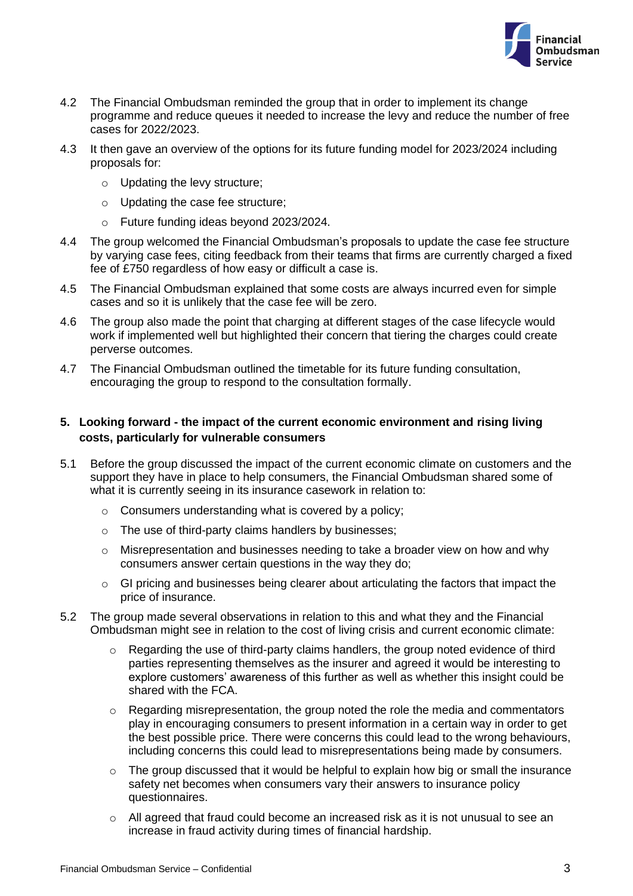4.2 The Financial Ombudsman reminded the group that in order to implement its change programme and reduce queues it needed to increase the levy and reduce the number of free cases for 2022/2023.

4.3 It then gave an overview of the options for its future funding model for 2023/2024 including proposals for:

- Updating the levy structure;
- Updating the case fee structure;
- Future funding ideas beyond 2023/2024.

4.4 The group welcomed the Financial Ombudsman's proposals to update the case fee structure by varying case fees, citing feedback from their teams that firms are currently charged a fixed fee of £750 regardless of how easy or difficult a case is.

4.5 The Financial Ombudsman explained that some costs are always incurred even for simple cases and so it is unlikely that the case fee will be zero.

4.6 The group also made the point that charging at different stages of the case lifecycle would work if implemented well but highlighted their concern that tiering the charges could create perverse outcomes.

4.7 The Financial Ombudsman outlined the timetable for its future funding consultation, encouraging the group to respond to the consultation formally.

## 5. Looking forward - the impact of the current economic environment and rising living costs, particularly for vulnerable consumers

5.1 Before the group discussed the impact of the current economic climate on customers and the support they have in place to help consumers, the Financial Ombudsman shared some of what it is currently seeing in its insurance casework in relation to:

- Consumers understanding what is covered by a policy;
- The use of third-party claims handlers by businesses;
- Misrepresentation and businesses needing to take a broader view on how and why consumers answer certain questions in the way they do;
- GI pricing and businesses being clearer about articulating the factors that impact the price of insurance.

5.2 The group made several observations in relation to this and what they and the Financial Ombudsman might see in relation to the cost of living crisis and current economic climate:

- Regarding the use of third-party claims handlers, the group noted evidence of third parties representing themselves as the insurer and agreed it would be interesting to explore customers' awareness of this further as well as whether this insight could be shared with the FCA.
- Regarding misrepresentation, the group noted the role the media and commentators play in encouraging consumers to present information in a certain way in order to get the best possible price. There were concerns this could lead to the wrong behaviours, including concerns this could lead to misrepresentations being made by consumers.
- The group discussed that it would be helpful to explain how big or small the insurance safety net becomes when consumers vary their answers to insurance policy questionnaires.
- All agreed that fraud could become an increased risk as it is not unusual to see an increase in fraud activity during times of financial hardship.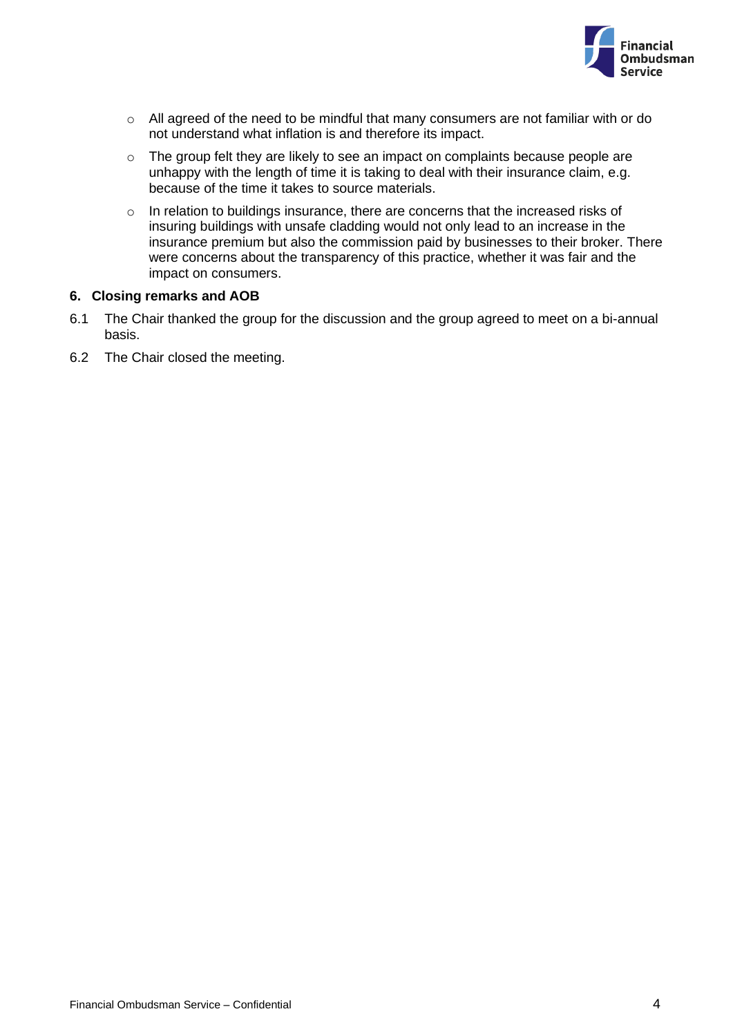- All agreed of the need to be mindful that many consumers are not familiar with or do not understand what inflation is and therefore its impact.
- The group felt they are likely to see an impact on complaints because people are unhappy with the length of time it is taking to deal with their insurance claim, e.g. because of the time it takes to source materials.
- In relation to buildings insurance, there are concerns that the increased risks of insuring buildings with unsafe cladding would not only lead to an increase in the insurance premium but also the commission paid by businesses to their broker. There were concerns about the transparency of this practice, whether it was fair and the impact on consumers.

**6. Closing remarks and AOB**

6.1 The Chair thanked the group for the discussion and the group agreed to meet on a bi-annual basis.

6.2 The Chair closed the meeting.